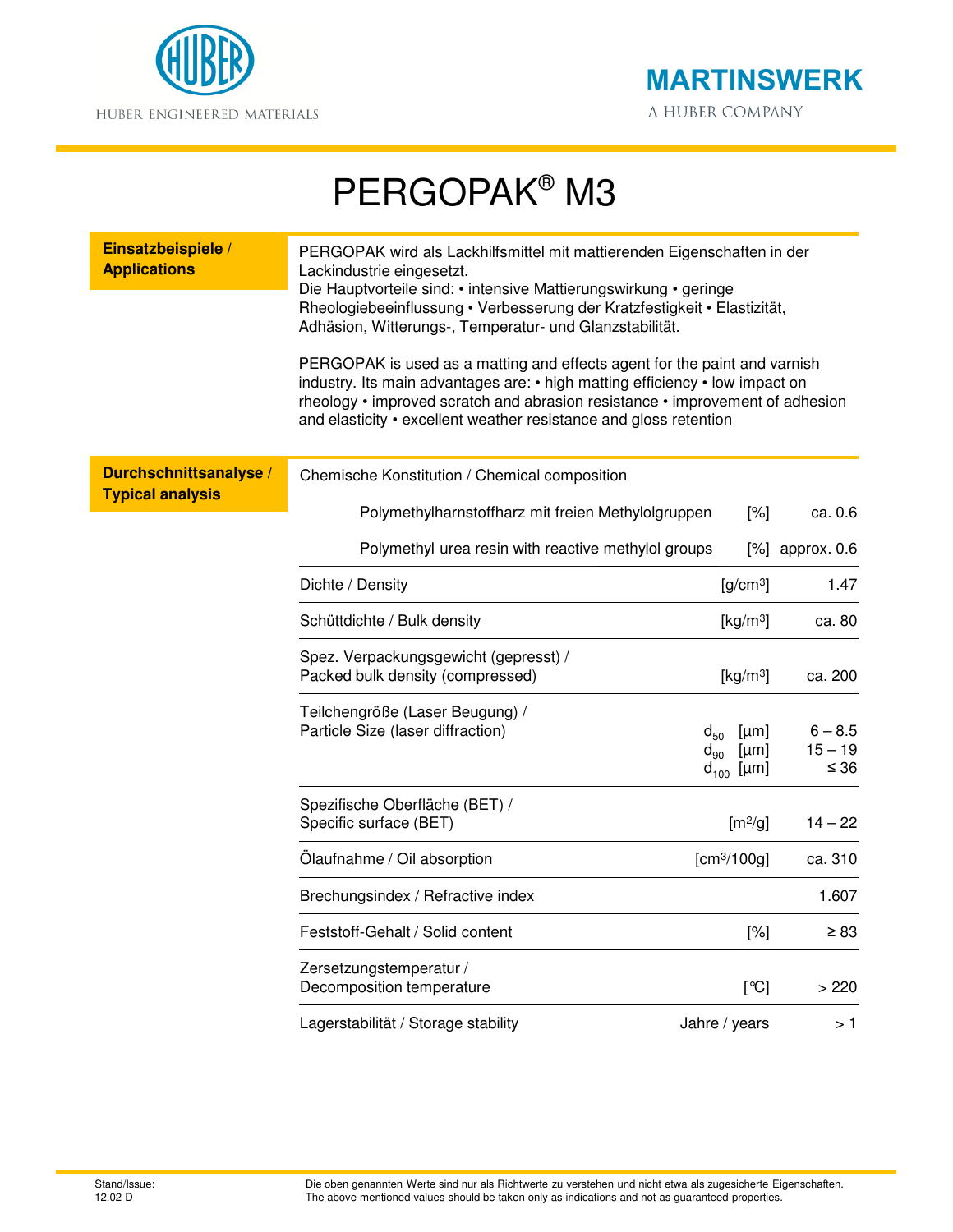HUBER ENGINEERED MATERIALS

MARTINSWERK
A HUBER COMPANY

# PERGOPAK® M3

## Einsatzbeispiele / Applications

PERGOPAK wird als Lackhilfsmittel mit mattierenden Eigenschaften in der Lackindustrie eingesetzt.
Die Hauptvorteile sind: • intensive Mattierungswirkung • geringe Rheologiebeeinflussung • Verbesserung der Kratzfestigkeit • Elastizität, Adhäsion, Witterungs-, Temperatur- und Glanzstabilität.

PERGOPAK is used as a matting and effects agent for the paint and varnish industry. Its main advantages are: • high matting efficiency • low impact on rheology • improved scratch and abrasion resistance • improvement of adhesion and elasticity • excellent weather resistance and gloss retention

## Durchschnittsanalyse / Typical analysis

| Property | Unit | Value |
|---|---|---|
| Chemische Konstitution / Chemical composition | | |
| Polymethylharnstoffharz mit freien Methylolgruppen | [%] | ca. 0.6 |
| Polymethyl urea resin with reactive methylol groups | [%] | approx. 0.6 |
| Dichte / Density | [g/cm$^3$] | 1.47 |
| Schüttdichte / Bulk density | [kg/m$^3$] | ca. 80 |
| Spez. Verpackungsgewicht (gepresst) / Packed bulk density (compressed) | [kg/m$^3$] | ca. 200 |
| Teilchengröße (Laser Beugung) / Particle Size (laser diffraction) | $d_{50}$ [µm] | 6 – 8.5 |
| | $d_{90}$ [µm] | 15 – 19 |
| | $d_{100}$ [µm] | ≤ 36 |
| Spezifische Oberfläche (BET) / Specific surface (BET) | [m$^2$/g] | 14 – 22 |
| Ölaufnahme / Oil absorption | [cm$^3$/100g] | ca. 310 |
| Brechungsindex / Refractive index | | 1.607 |
| Feststoff-Gehalt / Solid content | [%] | ≥ 83 |
| Zersetzungstemperatur / Decomposition temperature | [°C] | > 220 |
| Lagerstabilität / Storage stability | Jahre / years | > 1 |

Stand/Issue:
12.02 D

Die oben genannten Werte sind nur als Richtwerte zu verstehen und nicht etwa als zugesicherte Eigenschaften.
The above mentioned values should be taken only as indications and not as guaranteed properties.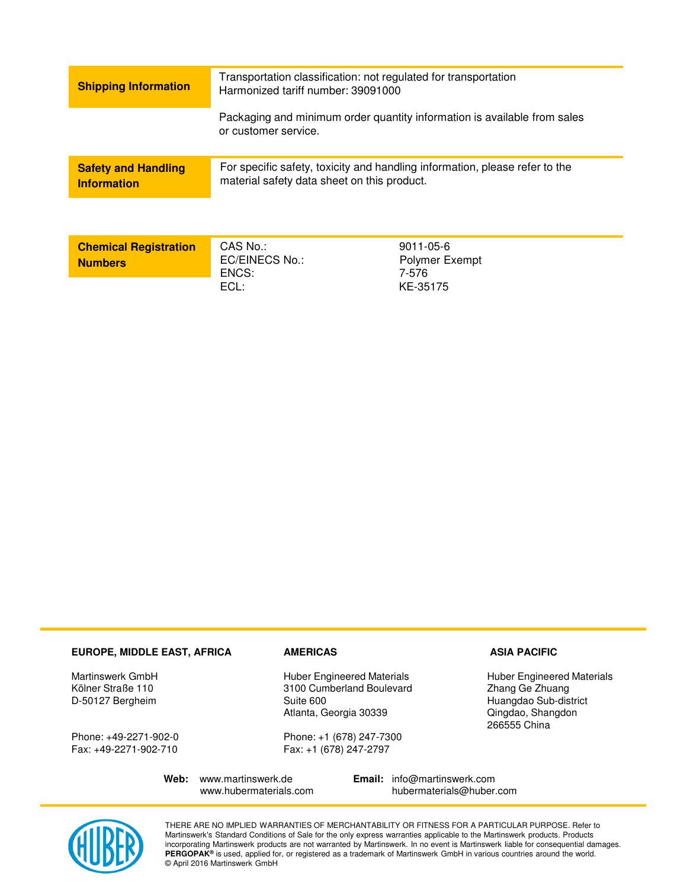## Shipping Information

Transportation classification: not regulated for transportation
Harmonized tariff number: 39091000

Packaging and minimum order quantity information is available from sales or customer service.

## Safety and Handling Information

For specific safety, toxicity and handling information, please refer to the material safety data sheet on this product.

## Chemical Registration Numbers

| | |
|---|---|
| CAS No.: | 9011-05-6 |
| EC/EINECS No.: | Polymer Exempt |
| ENCS: | 7-576 |
| ECL: | KE-35175 |

**EUROPE, MIDDLE EAST, AFRICA**

Martinswerk GmbH
Kölner Straße 110
D-50127 Bergheim

Phone: +49-2271-902-0
Fax: +49-2271-902-710

**AMERICAS**

Huber Engineered Materials
3100 Cumberland Boulevard
Suite 600
Atlanta, Georgia 30339

Phone: +1 (678) 247-7300
Fax: +1 (678) 247-2797

**ASIA PACIFIC**

Huber Engineered Materials
Zhang Ge Zhuang
Huangdao Sub-district
Qingdao, Shangdon
266555 China

**Web:** www.martinswerk.de
www.hubermaterials.com

**Email:** info@martinswerk.com
hubermaterials@huber.com

THERE ARE NO IMPLIED WARRANTIES OF MERCHANTABILITY OR FITNESS FOR A PARTICULAR PURPOSE. Refer to Martinswerk's Standard Conditions of Sale for the only express warranties applicable to the Martinswerk products. Products incorporating Martinswerk products are not warranted by Martinswerk. In no event is Martinswerk liable for consequential damages. **PERGOPAK®** is used, applied for, or registered as a trademark of Martinswerk GmbH in various countries around the world.
© April 2016 Martinswerk GmbH